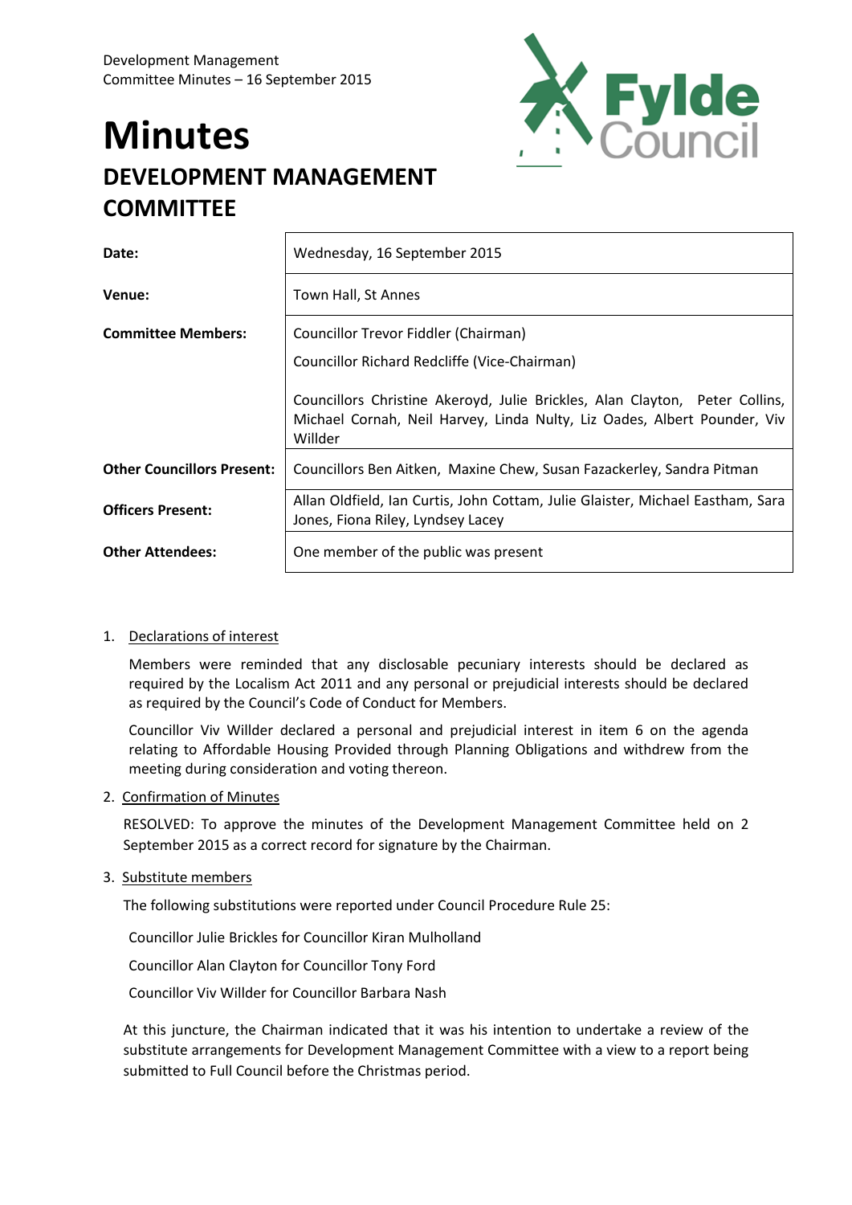# Minutes

## DEVELOPMENT MANAGEMENT COMMITTEE

| | |
|---|---|
| **Date:** | Wednesday, 16 September 2015 |
| **Venue:** | Town Hall, St Annes |
| **Committee Members:** | Councillor Trevor Fiddler (Chairman)<br>Councillor Richard Redcliffe (Vice-Chairman)<br>Councillors Christine Akeroyd, Julie Brickles, Alan Clayton, Peter Collins, Michael Cornah, Neil Harvey, Linda Nulty, Liz Oades, Albert Pounder, Viv Willder |
| **Other Councillors Present:** | Councillors Ben Aitken, Maxine Chew, Susan Fazackerley, Sandra Pitman |
| **Officers Present:** | Allan Oldfield, Ian Curtis, John Cottam, Julie Glaister, Michael Eastham, Sara Jones, Fiona Riley, Lyndsey Lacey |
| **Other Attendees:** | One member of the public was present |

1. Declarations of interest

   Members were reminded that any disclosable pecuniary interests should be declared as required by the Localism Act 2011 and any personal or prejudicial interests should be declared as required by the Council's Code of Conduct for Members.

   Councillor Viv Willder declared a personal and prejudicial interest in item 6 on the agenda relating to Affordable Housing Provided through Planning Obligations and withdrew from the meeting during consideration and voting thereon.

2. Confirmation of Minutes

   RESOLVED: To approve the minutes of the Development Management Committee held on 2 September 2015 as a correct record for signature by the Chairman.

3. Substitute members

   The following substitutions were reported under Council Procedure Rule 25:

   Councillor Julie Brickles for Councillor Kiran Mulholland

   Councillor Alan Clayton for Councillor Tony Ford

   Councillor Viv Willder for Councillor Barbara Nash

   At this juncture, the Chairman indicated that it was his intention to undertake a review of the substitute arrangements for Development Management Committee with a view to a report being submitted to Full Council before the Christmas period.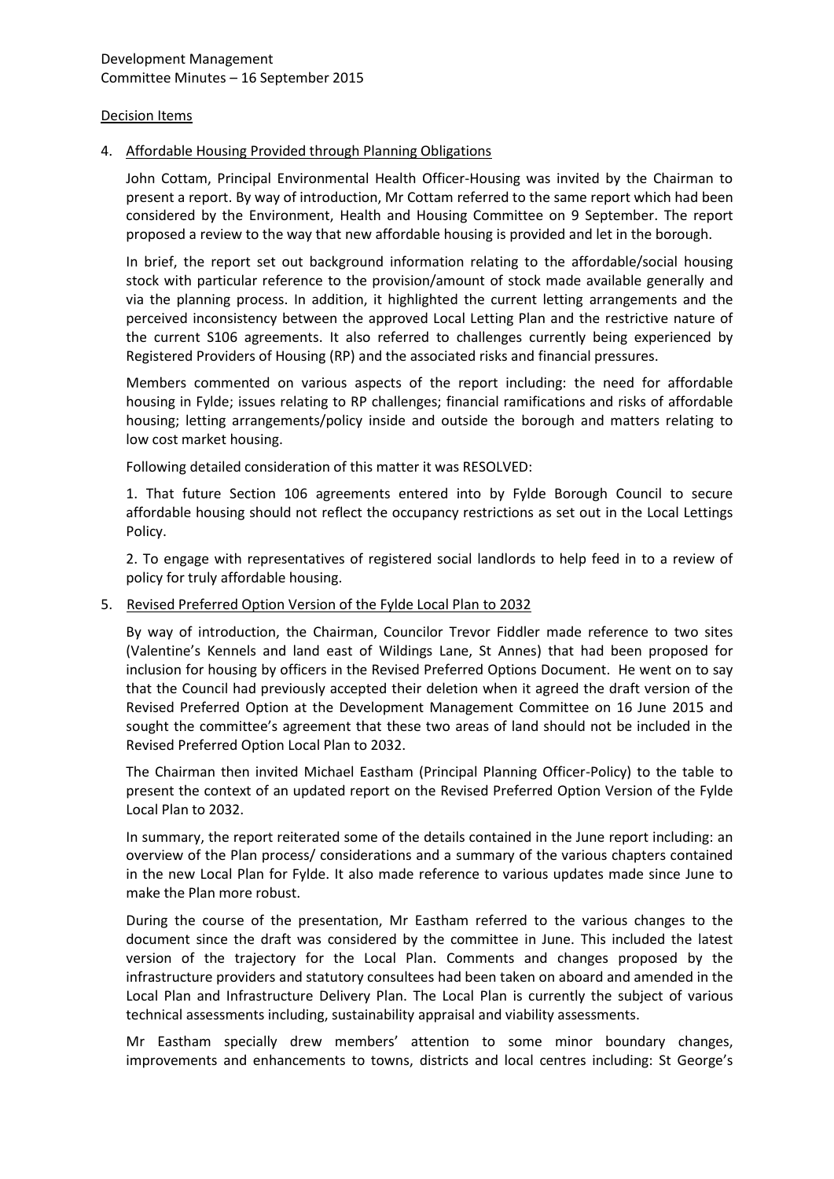Decision Items

4. Affordable Housing Provided through Planning Obligations

   John Cottam, Principal Environmental Health Officer-Housing was invited by the Chairman to present a report. By way of introduction, Mr Cottam referred to the same report which had been considered by the Environment, Health and Housing Committee on 9 September. The report proposed a review to the way that new affordable housing is provided and let in the borough.

   In brief, the report set out background information relating to the affordable/social housing stock with particular reference to the provision/amount of stock made available generally and via the planning process. In addition, it highlighted the current letting arrangements and the perceived inconsistency between the approved Local Letting Plan and the restrictive nature of the current S106 agreements. It also referred to challenges currently being experienced by Registered Providers of Housing (RP) and the associated risks and financial pressures.

   Members commented on various aspects of the report including: the need for affordable housing in Fylde; issues relating to RP challenges; financial ramifications and risks of affordable housing; letting arrangements/policy inside and outside the borough and matters relating to low cost market housing.

   Following detailed consideration of this matter it was RESOLVED:

   1. That future Section 106 agreements entered into by Fylde Borough Council to secure affordable housing should not reflect the occupancy restrictions as set out in the Local Lettings Policy.

   2. To engage with representatives of registered social landlords to help feed in to a review of policy for truly affordable housing.

5. Revised Preferred Option Version of the Fylde Local Plan to 2032

   By way of introduction, the Chairman, Councilor Trevor Fiddler made reference to two sites (Valentine's Kennels and land east of Wildings Lane, St Annes) that had been proposed for inclusion for housing by officers in the Revised Preferred Options Document. He went on to say that the Council had previously accepted their deletion when it agreed the draft version of the Revised Preferred Option at the Development Management Committee on 16 June 2015 and sought the committee's agreement that these two areas of land should not be included in the Revised Preferred Option Local Plan to 2032.

   The Chairman then invited Michael Eastham (Principal Planning Officer-Policy) to the table to present the context of an updated report on the Revised Preferred Option Version of the Fylde Local Plan to 2032.

   In summary, the report reiterated some of the details contained in the June report including: an overview of the Plan process/ considerations and a summary of the various chapters contained in the new Local Plan for Fylde. It also made reference to various updates made since June to make the Plan more robust.

   During the course of the presentation, Mr Eastham referred to the various changes to the document since the draft was considered by the committee in June. This included the latest version of the trajectory for the Local Plan. Comments and changes proposed by the infrastructure providers and statutory consultees had been taken on aboard and amended in the Local Plan and Infrastructure Delivery Plan. The Local Plan is currently the subject of various technical assessments including, sustainability appraisal and viability assessments.

   Mr Eastham specially drew members' attention to some minor boundary changes, improvements and enhancements to towns, districts and local centres including: St George's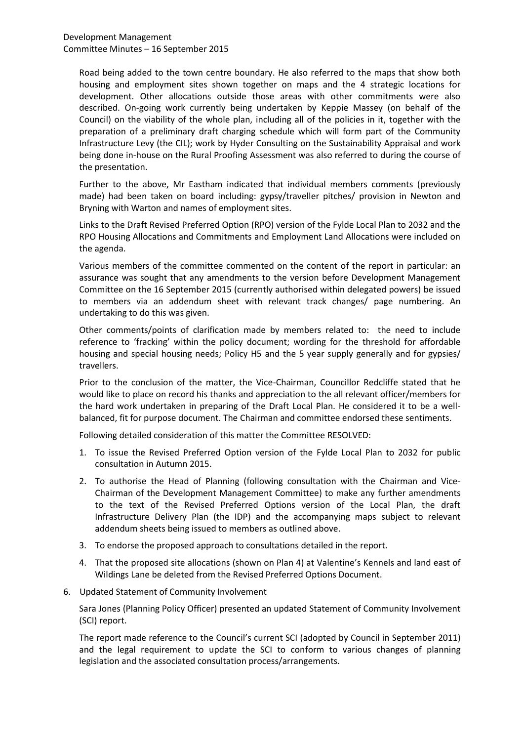Road being added to the town centre boundary. He also referred to the maps that show both housing and employment sites shown together on maps and the 4 strategic locations for development. Other allocations outside those areas with other commitments were also described. On-going work currently being undertaken by Keppie Massey (on behalf of the Council) on the viability of the whole plan, including all of the policies in it, together with the preparation of a preliminary draft charging schedule which will form part of the Community Infrastructure Levy (the CIL); work by Hyder Consulting on the Sustainability Appraisal and work being done in-house on the Rural Proofing Assessment was also referred to during the course of the presentation.

Further to the above, Mr Eastham indicated that individual members comments (previously made) had been taken on board including: gypsy/traveller pitches/ provision in Newton and Bryning with Warton and names of employment sites.

Links to the Draft Revised Preferred Option (RPO) version of the Fylde Local Plan to 2032 and the RPO Housing Allocations and Commitments and Employment Land Allocations were included on the agenda.

Various members of the committee commented on the content of the report in particular: an assurance was sought that any amendments to the version before Development Management Committee on the 16 September 2015 (currently authorised within delegated powers) be issued to members via an addendum sheet with relevant track changes/ page numbering. An undertaking to do this was given.

Other comments/points of clarification made by members related to: the need to include reference to 'fracking' within the policy document; wording for the threshold for affordable housing and special housing needs; Policy H5 and the 5 year supply generally and for gypsies/ travellers.

Prior to the conclusion of the matter, the Vice-Chairman, Councillor Redcliffe stated that he would like to place on record his thanks and appreciation to the all relevant officer/members for the hard work undertaken in preparing of the Draft Local Plan. He considered it to be a well-balanced, fit for purpose document. The Chairman and committee endorsed these sentiments.

Following detailed consideration of this matter the Committee RESOLVED:

1. To issue the Revised Preferred Option version of the Fylde Local Plan to 2032 for public consultation in Autumn 2015.
2. To authorise the Head of Planning (following consultation with the Chairman and Vice-Chairman of the Development Management Committee) to make any further amendments to the text of the Revised Preferred Options version of the Local Plan, the draft Infrastructure Delivery Plan (the IDP) and the accompanying maps subject to relevant addendum sheets being issued to members as outlined above.
3. To endorse the proposed approach to consultations detailed in the report.
4. That the proposed site allocations (shown on Plan 4) at Valentine's Kennels and land east of Wildings Lane be deleted from the Revised Preferred Options Document.

6. Updated Statement of Community Involvement

Sara Jones (Planning Policy Officer) presented an updated Statement of Community Involvement (SCI) report.

The report made reference to the Council's current SCI (adopted by Council in September 2011) and the legal requirement to update the SCI to conform to various changes of planning legislation and the associated consultation process/arrangements.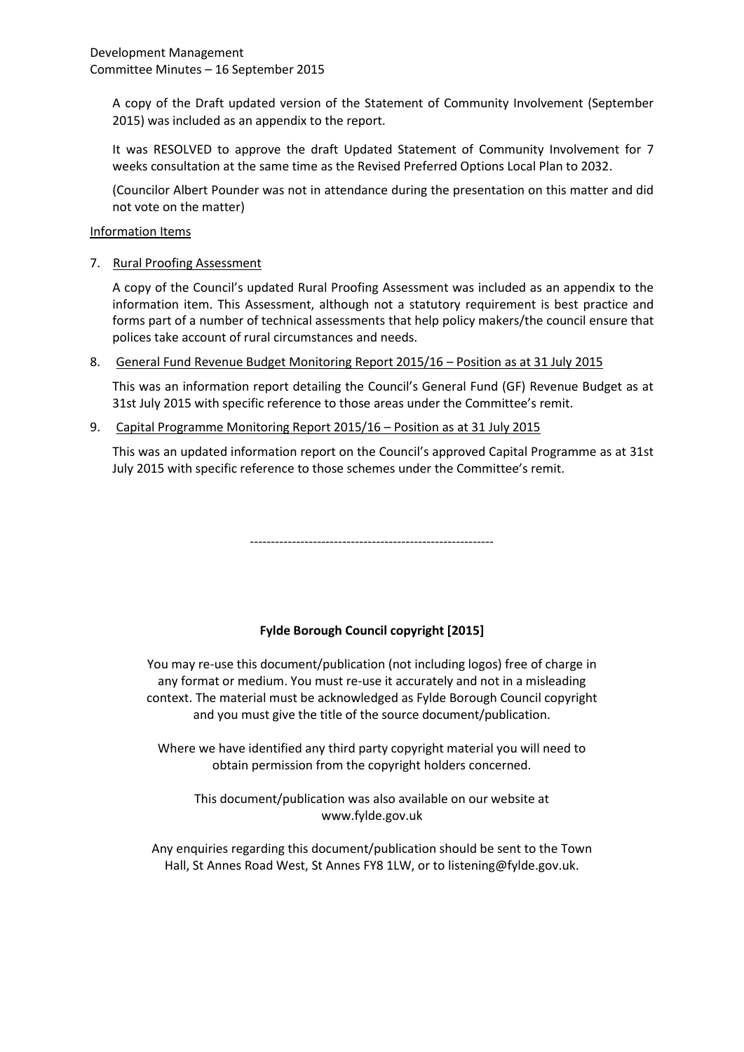A copy of the Draft updated version of the Statement of Community Involvement (September 2015) was included as an appendix to the report.

It was RESOLVED to approve the draft Updated Statement of Community Involvement for 7 weeks consultation at the same time as the Revised Preferred Options Local Plan to 2032.

(Councilor Albert Pounder was not in attendance during the presentation on this matter and did not vote on the matter)

Information Items

7. Rural Proofing Assessment

   A copy of the Council's updated Rural Proofing Assessment was included as an appendix to the information item. This Assessment, although not a statutory requirement is best practice and forms part of a number of technical assessments that help policy makers/the council ensure that polices take account of rural circumstances and needs.

8. General Fund Revenue Budget Monitoring Report 2015/16 – Position as at 31 July 2015

   This was an information report detailing the Council's General Fund (GF) Revenue Budget as at 31st July 2015 with specific reference to those areas under the Committee's remit.

9. Capital Programme Monitoring Report 2015/16 – Position as at 31 July 2015

   This was an updated information report on the Council's approved Capital Programme as at 31st July 2015 with specific reference to those schemes under the Committee's remit.

---

**Fylde Borough Council copyright [2015]**

You may re-use this document/publication (not including logos) free of charge in any format or medium. You must re-use it accurately and not in a misleading context. The material must be acknowledged as Fylde Borough Council copyright and you must give the title of the source document/publication.

Where we have identified any third party copyright material you will need to obtain permission from the copyright holders concerned.

This document/publication was also available on our website at www.fylde.gov.uk

Any enquiries regarding this document/publication should be sent to the Town Hall, St Annes Road West, St Annes FY8 1LW, or to listening@fylde.gov.uk.